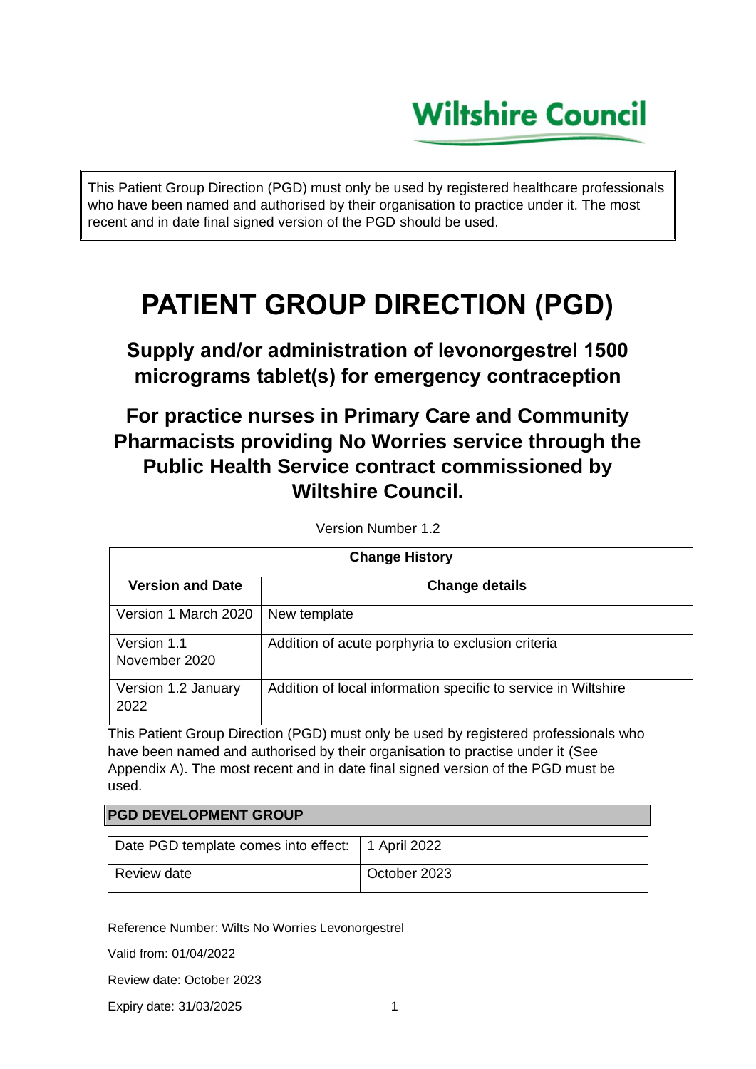Wiltshire Council

> This Patient Group Direction (PGD) must only be used by registered healthcare professionals who have been named and authorised by their organisation to practice under it. The most recent and in date final signed version of the PGD should be used.

# PATIENT GROUP DIRECTION (PGD)

## Supply and/or administration of levonorgestrel 1500 micrograms tablet(s) for emergency contraception

## For practice nurses in Primary Care and Community Pharmacists providing No Worries service through the Public Health Service contract commissioned by Wiltshire Council.

Version Number 1.2

| Change History | |
|---|---|
| **Version and Date** | **Change details** |
| Version 1 March 2020 | New template |
| Version 1.1 November 2020 | Addition of acute porphyria to exclusion criteria |
| Version 1.2 January 2022 | Addition of local information specific to service in Wiltshire |

This Patient Group Direction (PGD) must only be used by registered professionals who have been named and authorised by their organisation to practise under it (See Appendix A). The most recent and in date final signed version of the PGD must be used.

**PGD DEVELOPMENT GROUP**

| Date PGD template comes into effect: | 1 April 2022 |
|---|---|
| Review date | October 2023 |

Reference Number: Wilts No Worries Levonorgestrel

Valid from: 01/04/2022

Review date: October 2023

Expiry date: 31/03/2025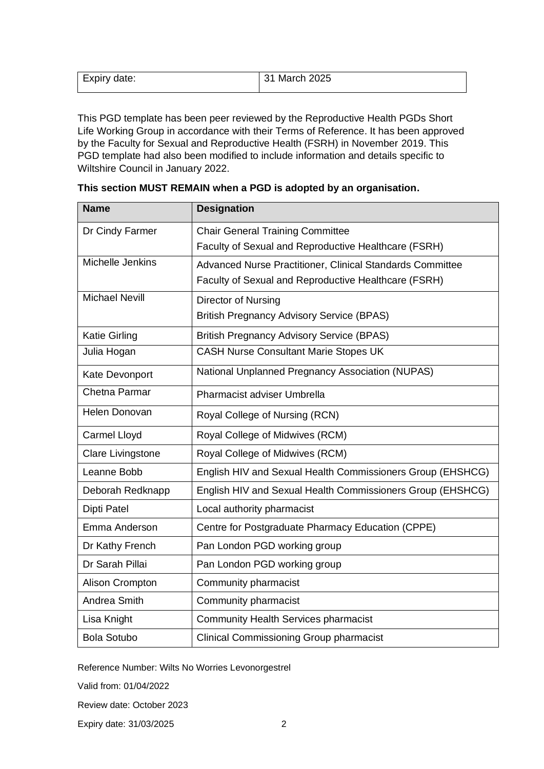| Expiry date: | 31 March 2025 |
| --- | --- |

This PGD template has been peer reviewed by the Reproductive Health PGDs Short Life Working Group in accordance with their Terms of Reference. It has been approved by the Faculty for Sexual and Reproductive Health (FSRH) in November 2019. This PGD template had also been modified to include information and details specific to Wiltshire Council in January 2022.

**This section MUST REMAIN when a PGD is adopted by an organisation.**

| Name | Designation |
| --- | --- |
| Dr Cindy Farmer | Chair General Training Committee<br>Faculty of Sexual and Reproductive Healthcare (FSRH) |
| Michelle Jenkins | Advanced Nurse Practitioner, Clinical Standards Committee<br>Faculty of Sexual and Reproductive Healthcare (FSRH) |
| Michael Nevill | Director of Nursing<br>British Pregnancy Advisory Service (BPAS) |
| Katie Girling | British Pregnancy Advisory Service (BPAS) |
| Julia Hogan | CASH Nurse Consultant Marie Stopes UK |
| Kate Devonport | National Unplanned Pregnancy Association (NUPAS) |
| Chetna Parmar | Pharmacist adviser Umbrella |
| Helen Donovan | Royal College of Nursing (RCN) |
| Carmel Lloyd | Royal College of Midwives (RCM) |
| Clare Livingstone | Royal College of Midwives (RCM) |
| Leanne Bobb | English HIV and Sexual Health Commissioners Group (EHSHCG) |
| Deborah Redknapp | English HIV and Sexual Health Commissioners Group (EHSHCG) |
| Dipti Patel | Local authority pharmacist |
| Emma Anderson | Centre for Postgraduate Pharmacy Education (CPPE) |
| Dr Kathy French | Pan London PGD working group |
| Dr Sarah Pillai | Pan London PGD working group |
| Alison Crompton | Community pharmacist |
| Andrea Smith | Community pharmacist |
| Lisa Knight | Community Health Services pharmacist |
| Bola Sotubo | Clinical Commissioning Group pharmacist |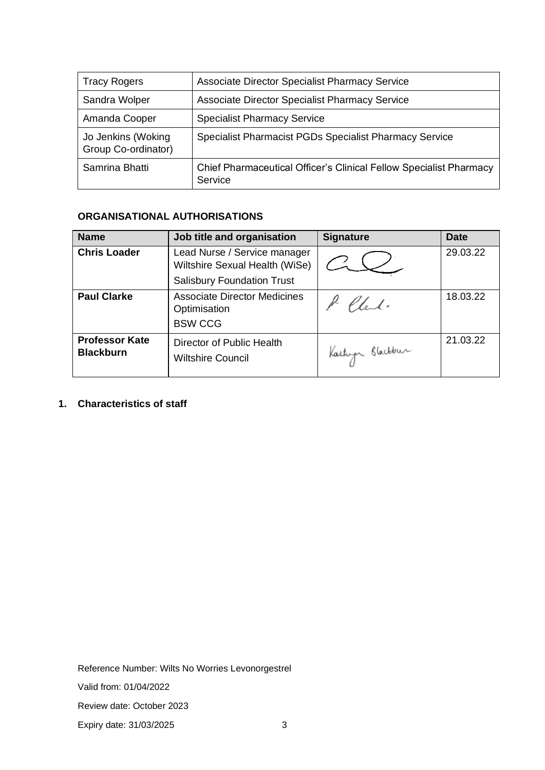| Tracy Rogers | Associate Director Specialist Pharmacy Service |
|---|---|
| Sandra Wolper | Associate Director Specialist Pharmacy Service |
| Amanda Cooper | Specialist Pharmacy Service |
| Jo Jenkins (Woking Group Co-ordinator) | Specialist Pharmacist PGDs Specialist Pharmacy Service |
| Samrina Bhatti | Chief Pharmaceutical Officer's Clinical Fellow Specialist Pharmacy Service |

**ORGANISATIONAL AUTHORISATIONS**

| Name | Job title and organisation | Signature | Date |
|---|---|---|---|
| **Chris Loader** | Lead Nurse / Service manager Wiltshire Sexual Health (WiSe) Salisbury Foundation Trust | | 29.03.22 |
| **Paul Clarke** | Associate Director Medicines Optimisation BSW CCG | | 18.03.22 |
| **Professor Kate Blackburn** | Director of Public Health Wiltshire Council | | 21.03.22 |

## 1. Characteristics of staff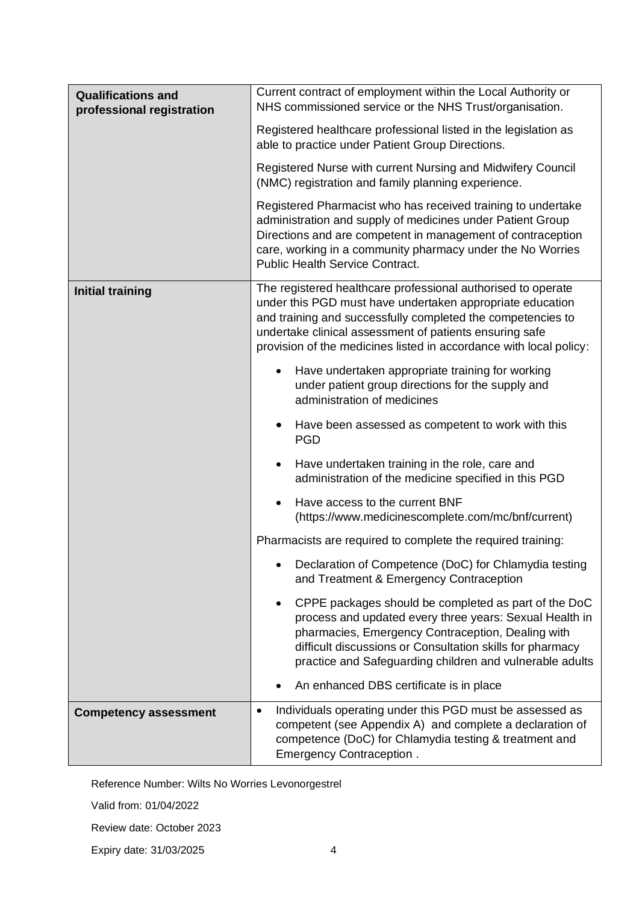| | |
|---|---|
| **Qualifications and professional registration** | Current contract of employment within the Local Authority or NHS commissioned service or the NHS Trust/organisation.<br><br>Registered healthcare professional listed in the legislation as able to practice under Patient Group Directions.<br><br>Registered Nurse with current Nursing and Midwifery Council (NMC) registration and family planning experience.<br><br>Registered Pharmacist who has received training to undertake administration and supply of medicines under Patient Group Directions and are competent in management of contraception care, working in a community pharmacy under the No Worries Public Health Service Contract. |
| **Initial training** | The registered healthcare professional authorised to operate under this PGD must have undertaken appropriate education and training and successfully completed the competencies to undertake clinical assessment of patients ensuring safe provision of the medicines listed in accordance with local policy:<br><br>• Have undertaken appropriate training for working under patient group directions for the supply and administration of medicines<br>• Have been assessed as competent to work with this PGD<br>• Have undertaken training in the role, care and administration of the medicine specified in this PGD<br>• Have access to the current BNF (https://www.medicinescomplete.com/mc/bnf/current)<br><br>Pharmacists are required to complete the required training:<br><br>• Declaration of Competence (DoC) for Chlamydia testing and Treatment & Emergency Contraception<br>• CPPE packages should be completed as part of the DoC process and updated every three years: Sexual Health in pharmacies, Emergency Contraception, Dealing with difficult discussions or Consultation skills for pharmacy practice and Safeguarding children and vulnerable adults<br>• An enhanced DBS certificate is in place |
| **Competency assessment** | • Individuals operating under this PGD must be assessed as competent (see Appendix A) and complete a declaration of competence (DoC) for Chlamydia testing & treatment and Emergency Contraception . |

Reference Number: Wilts No Worries Levonorgestrel

Valid from: 01/04/2022

Review date: October 2023

Expiry date: 31/03/2025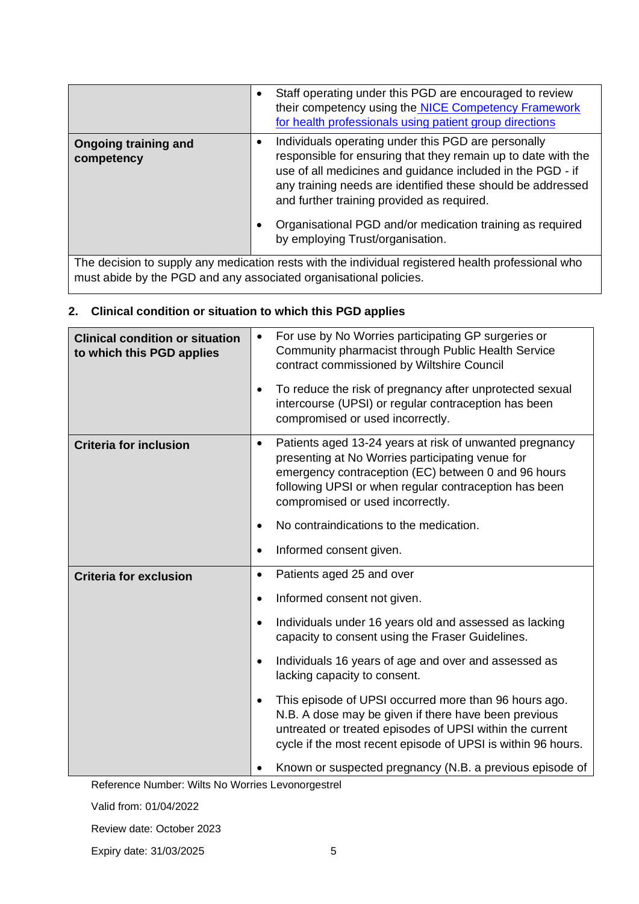| | |
|---|---|
| | • Staff operating under this PGD are encouraged to review their competency using the [NICE Competency Framework for health professionals using patient group directions](#) |
| **Ongoing training and competency** | • Individuals operating under this PGD are personally responsible for ensuring that they remain up to date with the use of all medicines and guidance included in the PGD - if any training needs are identified these should be addressed and further training provided as required.<br><br>• Organisational PGD and/or medication training as required by employing Trust/organisation. |
| The decision to supply any medication rests with the individual registered health professional who must abide by the PGD and any associated organisational policies. | |

## 2. Clinical condition or situation to which this PGD applies

| | |
|---|---|
| **Clinical condition or situation to which this PGD applies** | • For use by No Worries participating GP surgeries or Community pharmacist through Public Health Service contract commissioned by Wiltshire Council<br><br>• To reduce the risk of pregnancy after unprotected sexual intercourse (UPSI) or regular contraception has been compromised or used incorrectly. |
| **Criteria for inclusion** | • Patients aged 13-24 years at risk of unwanted pregnancy presenting at No Worries participating venue for emergency contraception (EC) between 0 and 96 hours following UPSI or when regular contraception has been compromised or used incorrectly.<br><br>• No contraindications to the medication.<br><br>• Informed consent given. |
| **Criteria for exclusion** | • Patients aged 25 and over<br><br>• Informed consent not given.<br><br>• Individuals under 16 years old and assessed as lacking capacity to consent using the Fraser Guidelines.<br><br>• Individuals 16 years of age and over and assessed as lacking capacity to consent.<br><br>• This episode of UPSI occurred more than 96 hours ago. N.B. A dose may be given if there have been previous untreated or treated episodes of UPSI within the current cycle if the most recent episode of UPSI is within 96 hours.<br><br>• Known or suspected pregnancy (N.B. a previous episode of |

Reference Number: Wilts No Worries Levonorgestrel

Valid from: 01/04/2022

Review date: October 2023

Expiry date: 31/03/2025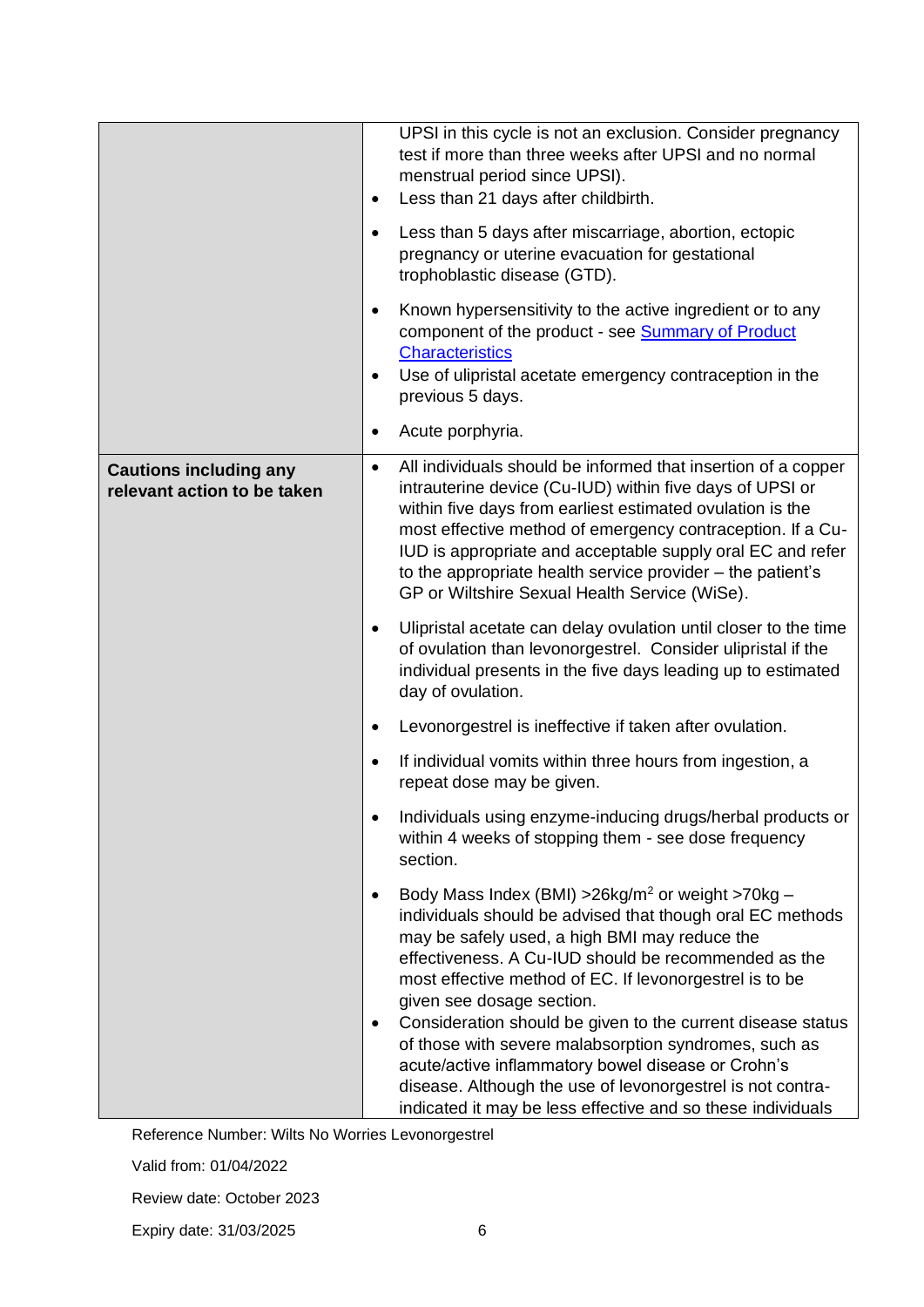| | |
|---|---|
| | UPSI in this cycle is not an exclusion. Consider pregnancy test if more than three weeks after UPSI and no normal menstrual period since UPSI).<br>• Less than 21 days after childbirth.<br>• Less than 5 days after miscarriage, abortion, ectopic pregnancy or uterine evacuation for gestational trophoblastic disease (GTD).<br>• Known hypersensitivity to the active ingredient or to any component of the product - see [Summary of Product Characteristics](#)<br>• Use of ulipristal acetate emergency contraception in the previous 5 days.<br>• Acute porphyria. |
| **Cautions including any relevant action to be taken** | • All individuals should be informed that insertion of a copper intrauterine device (Cu-IUD) within five days of UPSI or within five days from earliest estimated ovulation is the most effective method of emergency contraception. If a Cu-IUD is appropriate and acceptable supply oral EC and refer to the appropriate health service provider – the patient's GP or Wiltshire Sexual Health Service (WiSe).<br>• Ulipristal acetate can delay ovulation until closer to the time of ovulation than levonorgestrel. Consider ulipristal if the individual presents in the five days leading up to estimated day of ovulation.<br>• Levonorgestrel is ineffective if taken after ovulation.<br>• If individual vomits within three hours from ingestion, a repeat dose may be given.<br>• Individuals using enzyme-inducing drugs/herbal products or within 4 weeks of stopping them - see dose frequency section.<br>• Body Mass Index (BMI) >26kg/m$^2$ or weight >70kg – individuals should be advised that though oral EC methods may be safely used, a high BMI may reduce the effectiveness. A Cu-IUD should be recommended as the most effective method of EC. If levonorgestrel is to be given see dosage section.<br>• Consideration should be given to the current disease status of those with severe malabsorption syndromes, such as acute/active inflammatory bowel disease or Crohn's disease. Although the use of levonorgestrel is not contra-indicated it may be less effective and so these individuals |

Reference Number: Wilts No Worries Levonorgestrel

Valid from: 01/04/2022

Review date: October 2023

Expiry date: 31/03/2025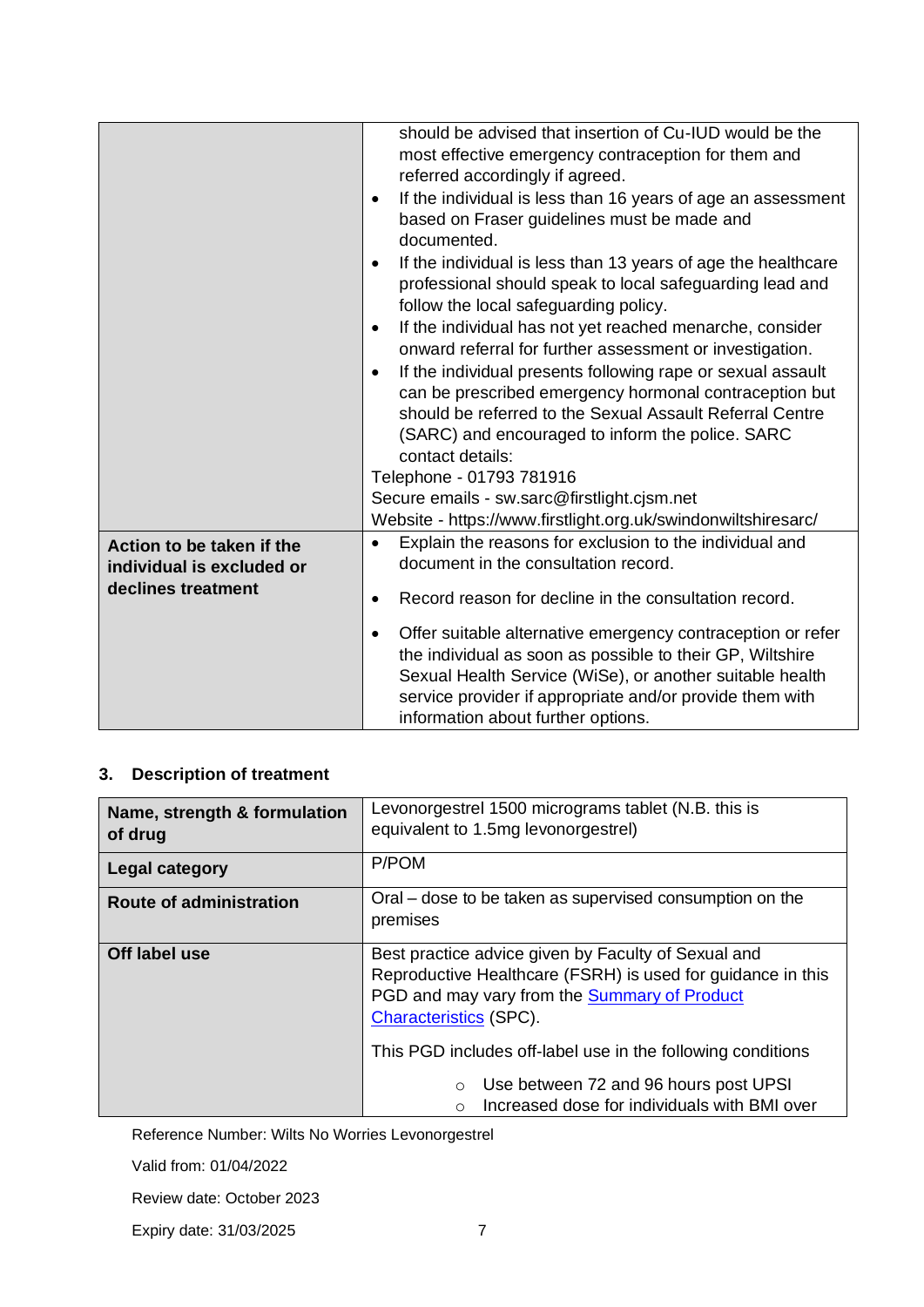| | |
|---|---|
| | should be advised that insertion of Cu-IUD would be the most effective emergency contraception for them and referred accordingly if agreed.<br>• If the individual is less than 16 years of age an assessment based on Fraser guidelines must be made and documented.<br>• If the individual is less than 13 years of age the healthcare professional should speak to local safeguarding lead and follow the local safeguarding policy.<br>• If the individual has not yet reached menarche, consider onward referral for further assessment or investigation.<br>• If the individual presents following rape or sexual assault can be prescribed emergency hormonal contraception but should be referred to the Sexual Assault Referral Centre (SARC) and encouraged to inform the police. SARC contact details:<br>Telephone - 01793 781916<br>Secure emails - sw.sarc@firstlight.cjsm.net<br>Website - https://www.firstlight.org.uk/swindonwiltshiresarc/ |
| **Action to be taken if the individual is excluded or declines treatment** | • Explain the reasons for exclusion to the individual and document in the consultation record.<br>• Record reason for decline in the consultation record.<br>• Offer suitable alternative emergency contraception or refer the individual as soon as possible to their GP, Wiltshire Sexual Health Service (WiSe), or another suitable health service provider if appropriate and/or provide them with information about further options. |

## 3. Description of treatment

| | |
|---|---|
| **Name, strength & formulation of drug** | Levonorgestrel 1500 micrograms tablet (N.B. this is equivalent to 1.5mg levonorgestrel) |
| **Legal category** | P/POM |
| **Route of administration** | Oral – dose to be taken as supervised consumption on the premises |
| **Off label use** | Best practice advice given by Faculty of Sexual and Reproductive Healthcare (FSRH) is used for guidance in this PGD and may vary from the Summary of Product Characteristics (SPC).<br>This PGD includes off-label use in the following conditions<br>○ Use between 72 and 96 hours post UPSI<br>○ Increased dose for individuals with BMI over |

Reference Number: Wilts No Worries Levonorgestrel

Valid from: 01/04/2022

Review date: October 2023

Expiry date: 31/03/2025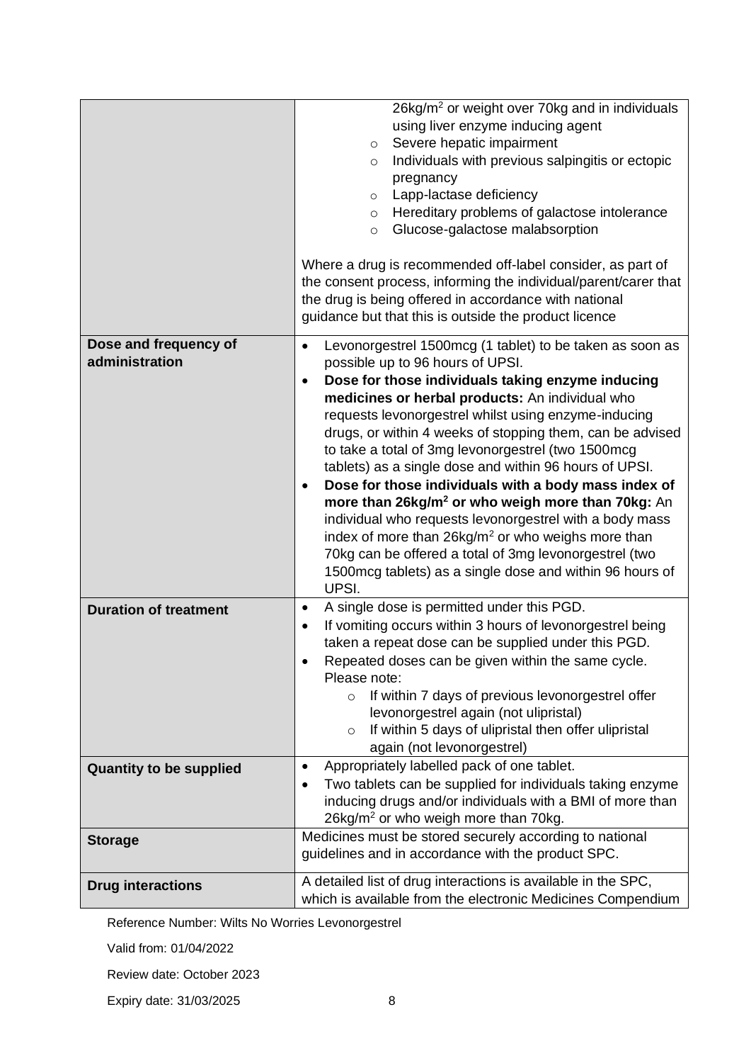| | |
|---|---|
| | 26kg/$m^2$ or weight over 70kg and in individuals using liver enzyme inducing agent<br>- Severe hepatic impairment<br>- Individuals with previous salpingitis or ectopic pregnancy<br>- Lapp-lactase deficiency<br>- Hereditary problems of galactose intolerance<br>- Glucose-galactose malabsorption<br><br>Where a drug is recommended off-label consider, as part of the consent process, informing the individual/parent/carer that the drug is being offered in accordance with national guidance but that this is outside the product licence |
| **Dose and frequency of administration** | - Levonorgestrel 1500mcg (1 tablet) to be taken as soon as possible up to 96 hours of UPSI.<br>- **Dose for those individuals taking enzyme inducing medicines or herbal products:** An individual who requests levonorgestrel whilst using enzyme-inducing drugs, or within 4 weeks of stopping them, can be advised to take a total of 3mg levonorgestrel (two 1500mcg tablets) as a single dose and within 96 hours of UPSI.<br>- **Dose for those individuals with a body mass index of more than 26kg/$m^2$ or who weigh more than 70kg:** An individual who requests levonorgestrel with a body mass index of more than 26kg/$m^2$ or who weighs more than 70kg can be offered a total of 3mg levonorgestrel (two 1500mcg tablets) as a single dose and within 96 hours of UPSI. |
| **Duration of treatment** | - A single dose is permitted under this PGD.<br>- If vomiting occurs within 3 hours of levonorgestrel being taken a repeat dose can be supplied under this PGD.<br>- Repeated doses can be given within the same cycle. Please note:<br>  - If within 7 days of previous levonorgestrel offer levonorgestrel again (not ulipristal)<br>  - If within 5 days of ulipristal then offer ulipristal again (not levonorgestrel) |
| **Quantity to be supplied** | - Appropriately labelled pack of one tablet.<br>- Two tablets can be supplied for individuals taking enzyme inducing drugs and/or individuals with a BMI of more than 26kg/$m^2$ or who weigh more than 70kg. |
| **Storage** | Medicines must be stored securely according to national guidelines and in accordance with the product SPC. |
| **Drug interactions** | A detailed list of drug interactions is available in the SPC, which is available from the electronic Medicines Compendium |

Reference Number: Wilts No Worries Levonorgestrel

Valid from: 01/04/2022

Review date: October 2023

Expiry date: 31/03/2025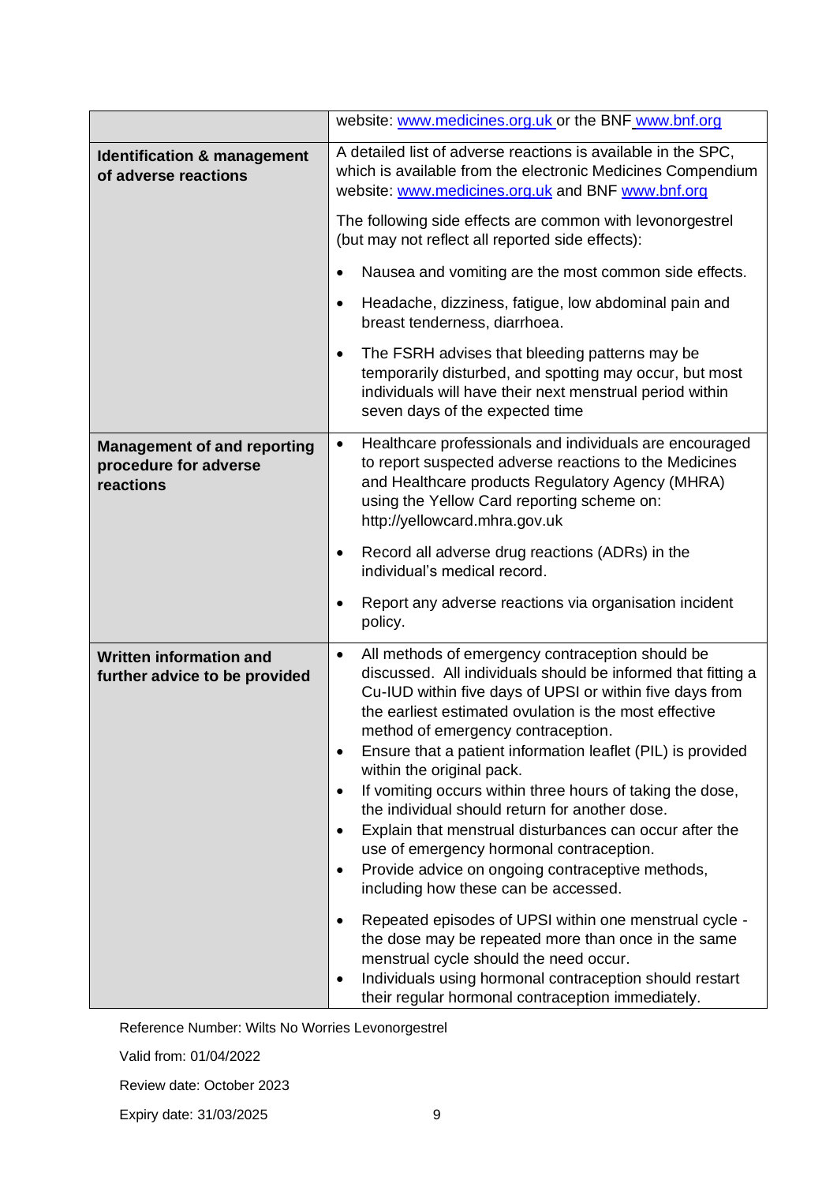| | |
|---|---|
| | website: www.medicines.org.uk or the BNF www.bnf.org |
| **Identification & management of adverse reactions** | A detailed list of adverse reactions is available in the SPC, which is available from the electronic Medicines Compendium website: www.medicines.org.uk and BNF www.bnf.org<br><br>The following side effects are common with levonorgestrel (but may not reflect all reported side effects):<br><br>• Nausea and vomiting are the most common side effects.<br>• Headache, dizziness, fatigue, low abdominal pain and breast tenderness, diarrhoea.<br>• The FSRH advises that bleeding patterns may be temporarily disturbed, and spotting may occur, but most individuals will have their next menstrual period within seven days of the expected time |
| **Management of and reporting procedure for adverse reactions** | • Healthcare professionals and individuals are encouraged to report suspected adverse reactions to the Medicines and Healthcare products Regulatory Agency (MHRA) using the Yellow Card reporting scheme on: http://yellowcard.mhra.gov.uk<br>• Record all adverse drug reactions (ADRs) in the individual's medical record.<br>• Report any adverse reactions via organisation incident policy. |
| **Written information and further advice to be provided** | • All methods of emergency contraception should be discussed. All individuals should be informed that fitting a Cu-IUD within five days of UPSI or within five days from the earliest estimated ovulation is the most effective method of emergency contraception.<br>• Ensure that a patient information leaflet (PIL) is provided within the original pack.<br>• If vomiting occurs within three hours of taking the dose, the individual should return for another dose.<br>• Explain that menstrual disturbances can occur after the use of emergency hormonal contraception.<br>• Provide advice on ongoing contraceptive methods, including how these can be accessed.<br><br>• Repeated episodes of UPSI within one menstrual cycle - the dose may be repeated more than once in the same menstrual cycle should the need occur.<br>• Individuals using hormonal contraception should restart their regular hormonal contraception immediately. |

Reference Number: Wilts No Worries Levonorgestrel

Valid from: 01/04/2022

Review date: October 2023

Expiry date: 31/03/2025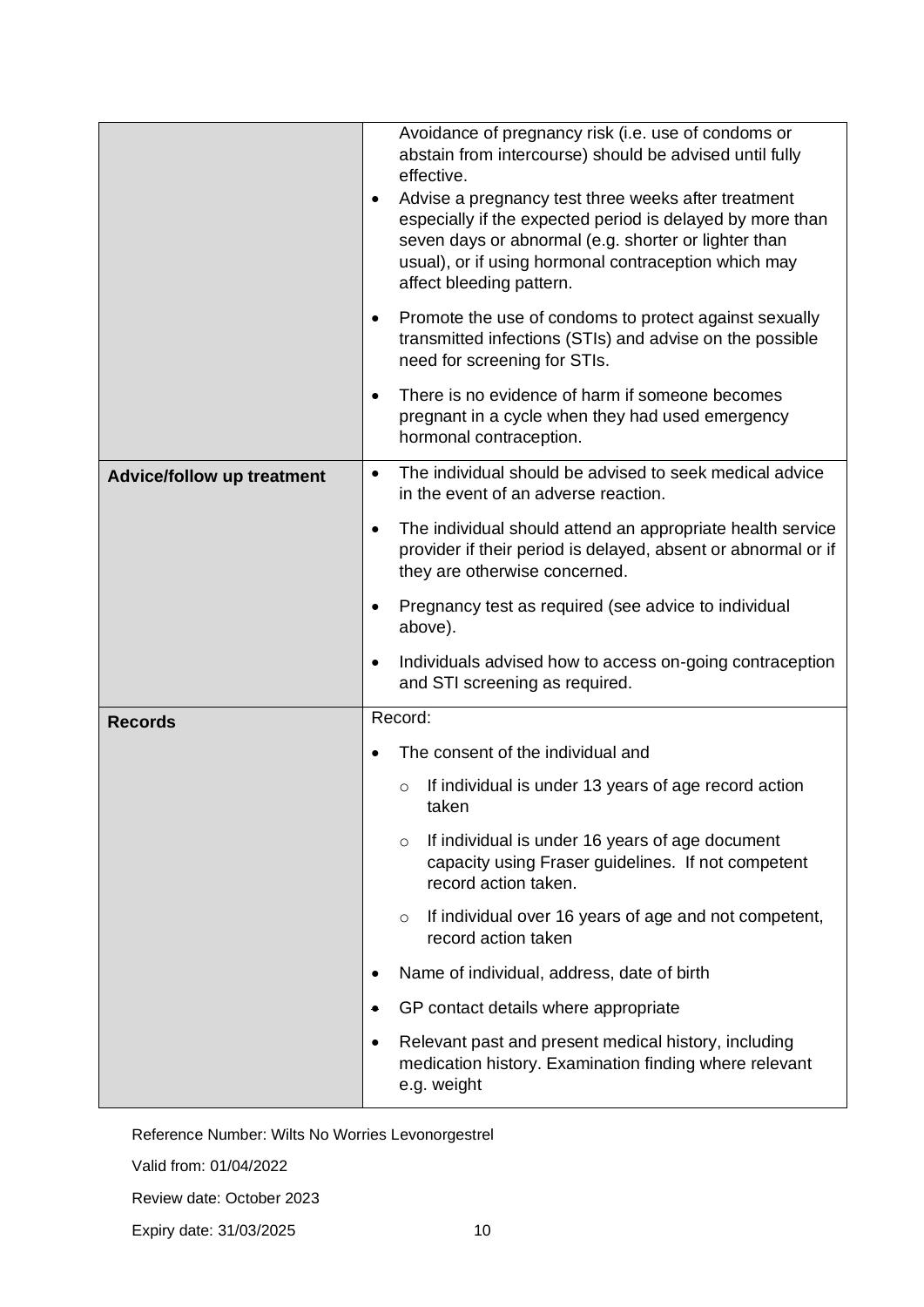| | |
|---|---|
| | Avoidance of pregnancy risk (i.e. use of condoms or abstain from intercourse) should be advised until fully effective.<br>• Advise a pregnancy test three weeks after treatment especially if the expected period is delayed by more than seven days or abnormal (e.g. shorter or lighter than usual), or if using hormonal contraception which may affect bleeding pattern.<br>• Promote the use of condoms to protect against sexually transmitted infections (STIs) and advise on the possible need for screening for STIs.<br>• There is no evidence of harm if someone becomes pregnant in a cycle when they had used emergency hormonal contraception. |
| **Advice/follow up treatment** | • The individual should be advised to seek medical advice in the event of an adverse reaction.<br>• The individual should attend an appropriate health service provider if their period is delayed, absent or abnormal or if they are otherwise concerned.<br>• Pregnancy test as required (see advice to individual above).<br>• Individuals advised how to access on-going contraception and STI screening as required. |
| **Records** | Record:<br>• The consent of the individual and<br>&nbsp;&nbsp;&nbsp;&nbsp;○ If individual is under 13 years of age record action taken<br>&nbsp;&nbsp;&nbsp;&nbsp;○ If individual is under 16 years of age document capacity using Fraser guidelines. If not competent record action taken.<br>&nbsp;&nbsp;&nbsp;&nbsp;○ If individual over 16 years of age and not competent, record action taken<br>• Name of individual, address, date of birth<br>• GP contact details where appropriate<br>• Relevant past and present medical history, including medication history. Examination finding where relevant e.g. weight |

Reference Number: Wilts No Worries Levonorgestrel

Valid from: 01/04/2022

Review date: October 2023

Expiry date: 31/03/2025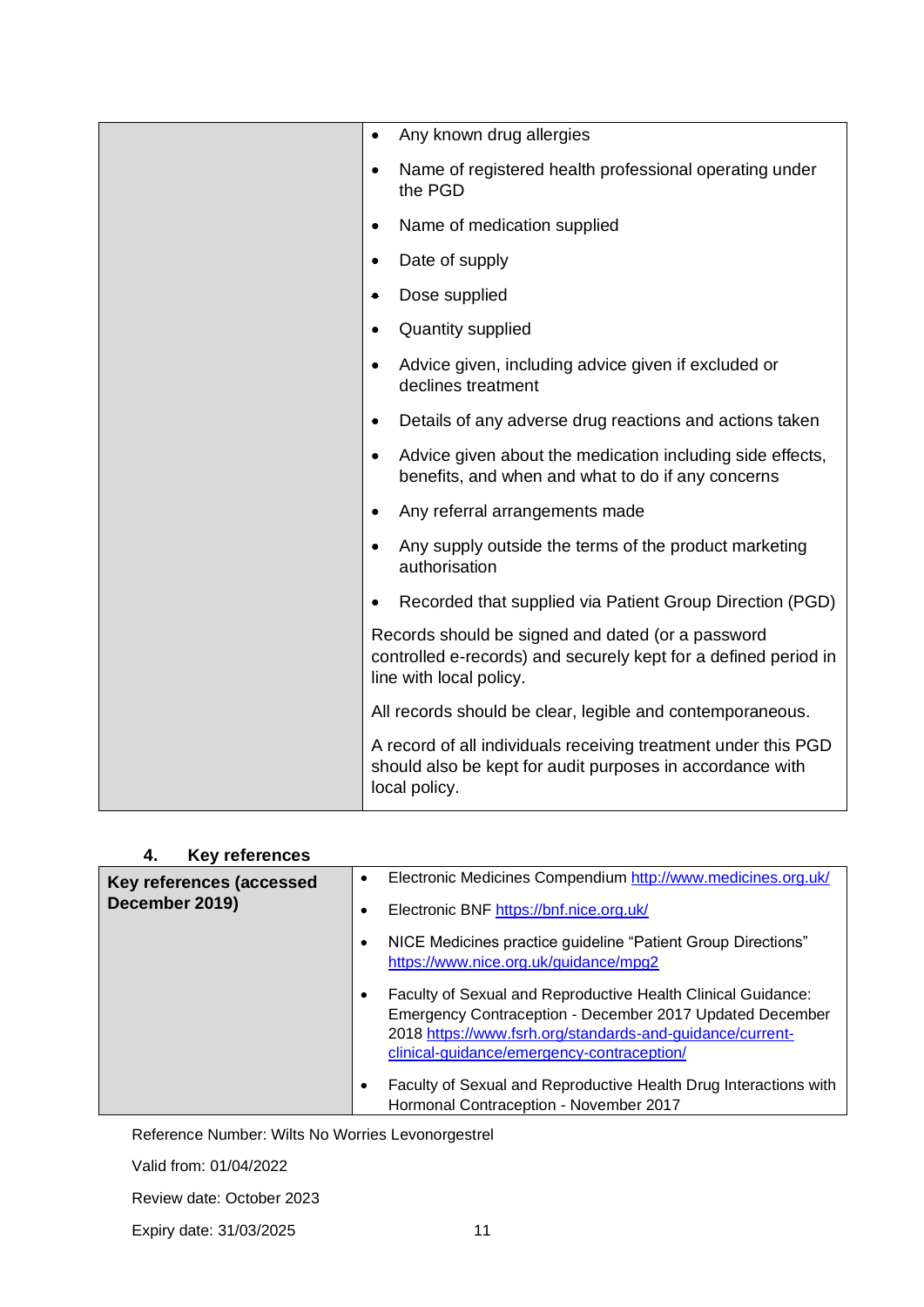| | |
|---|---|
| | • Any known drug allergies<br>• Name of registered health professional operating under the PGD<br>• Name of medication supplied<br>• Date of supply<br>• Dose supplied<br>• Quantity supplied<br>• Advice given, including advice given if excluded or declines treatment<br>• Details of any adverse drug reactions and actions taken<br>• Advice given about the medication including side effects, benefits, and when and what to do if any concerns<br>• Any referral arrangements made<br>• Any supply outside the terms of the product marketing authorisation<br>• Recorded that supplied via Patient Group Direction (PGD)<br><br>Records should be signed and dated (or a password controlled e-records) and securely kept for a defined period in line with local policy.<br><br>All records should be clear, legible and contemporaneous.<br><br>A record of all individuals receiving treatment under this PGD should also be kept for audit purposes in accordance with local policy. |

## 4. Key references

| | |
|---|---|
| **Key references (accessed December 2019)** | • Electronic Medicines Compendium http://www.medicines.org.uk/<br>• Electronic BNF https://bnf.nice.org.uk/<br>• NICE Medicines practice guideline "Patient Group Directions" https://www.nice.org.uk/guidance/mpg2<br>• Faculty of Sexual and Reproductive Health Clinical Guidance: Emergency Contraception - December 2017 Updated December 2018 https://www.fsrh.org/standards-and-guidance/current-clinical-guidance/emergency-contraception/<br>• Faculty of Sexual and Reproductive Health Drug Interactions with Hormonal Contraception - November 2017 |

Reference Number: Wilts No Worries Levonorgestrel

Valid from: 01/04/2022

Review date: October 2023

Expiry date: 31/03/2025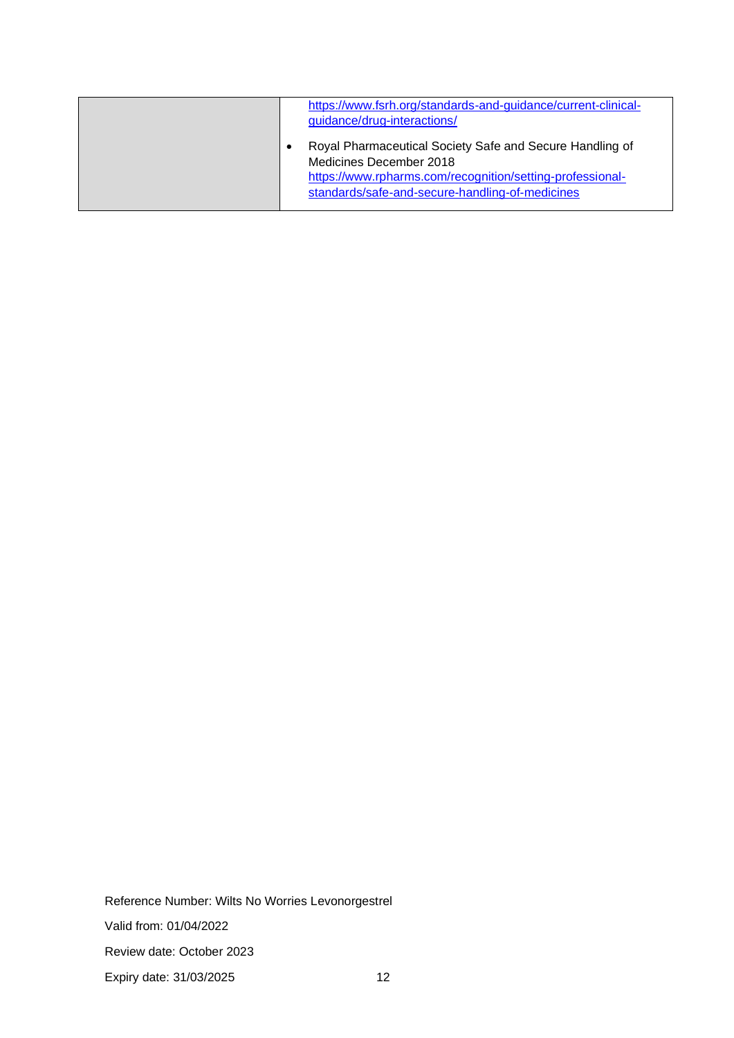| | |
|---|---|
| | https://www.fsrh.org/standards-and-guidance/current-clinical-guidance/drug-interactions/<br><br>• Royal Pharmaceutical Society Safe and Secure Handling of Medicines December 2018 https://www.rpharms.com/recognition/setting-professional-standards/safe-and-secure-handling-of-medicines |

Reference Number: Wilts No Worries Levonorgestrel

Valid from: 01/04/2022

Review date: October 2023

Expiry date: 31/03/2025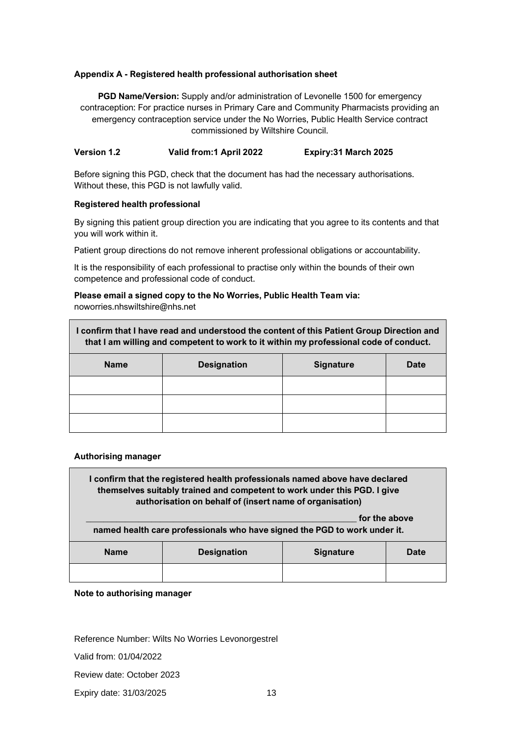**Appendix A - Registered health professional authorisation sheet**

**PGD Name/Version:** Supply and/or administration of Levonelle 1500 for emergency contraception: For practice nurses in Primary Care and Community Pharmacists providing an emergency contraception service under the No Worries, Public Health Service contract commissioned by Wiltshire Council.

**Version 1.2** **Valid from:1 April 2022** **Expiry:31 March 2025**

Before signing this PGD, check that the document has had the necessary authorisations. Without these, this PGD is not lawfully valid.

**Registered health professional**

By signing this patient group direction you are indicating that you agree to its contents and that you will work within it.

Patient group directions do not remove inherent professional obligations or accountability.

It is the responsibility of each professional to practise only within the bounds of their own competence and professional code of conduct.

**Please email a signed copy to the No Worries, Public Health Team via:**
noworries.nhswiltshire@nhs.net

| **I confirm that I have read and understood the content of this Patient Group Direction and that I am willing and competent to work to it within my professional code of conduct.** | | | |
|---|---|---|---|
| **Name** | **Designation** | **Signature** | **Date** |
| | | | |
| | | | |
| | | | |

**Authorising manager**

| **I confirm that the registered health professionals named above have declared themselves suitably trained and competent to work under this PGD. I give authorisation on behalf of (insert name of organisation) ____________________________________________ for the above named health care professionals who have signed the PGD to work under it.** | | | |
|---|---|---|---|
| **Name** | **Designation** | **Signature** | **Date** |
| | | | |

**Note to authorising manager**

Reference Number: Wilts No Worries Levonorgestrel

Valid from: 01/04/2022

Review date: October 2023

Expiry date: 31/03/2025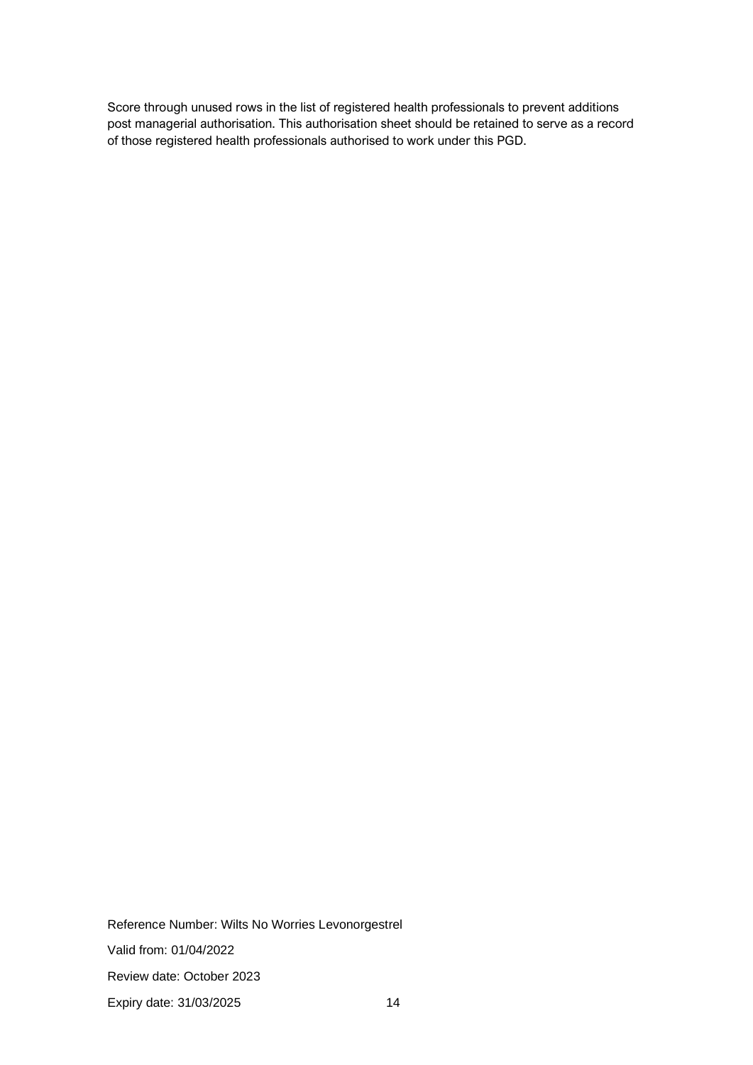Score through unused rows in the list of registered health professionals to prevent additions post managerial authorisation. This authorisation sheet should be retained to serve as a record of those registered health professionals authorised to work under this PGD.